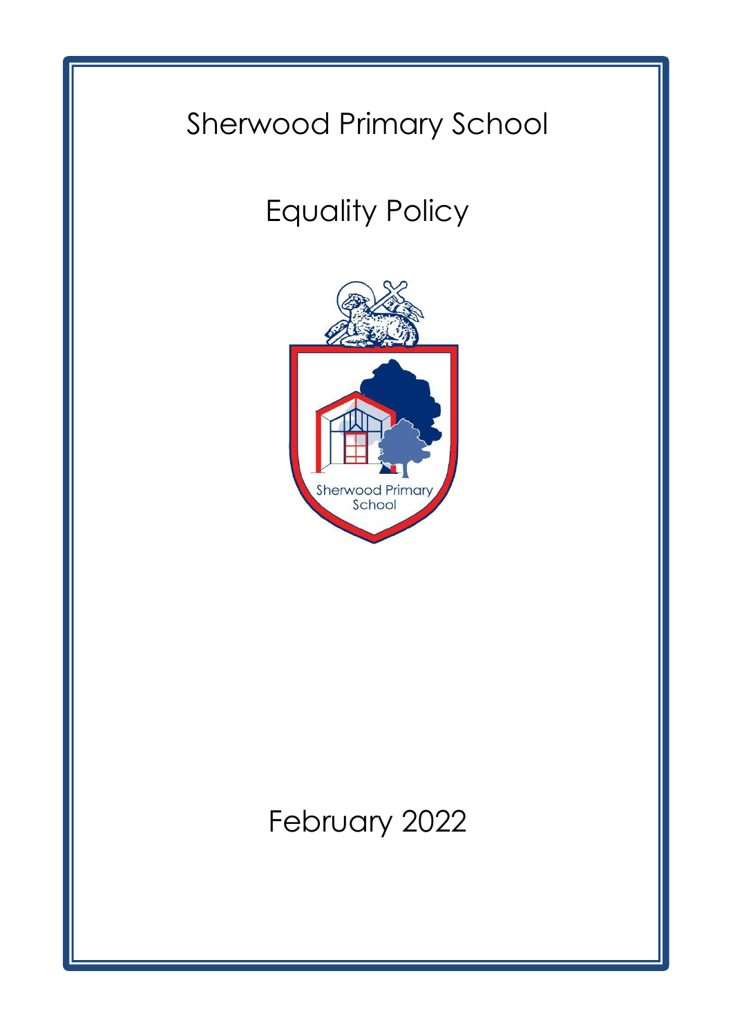# Sherwood Primary School

# Equality Policy

February 2022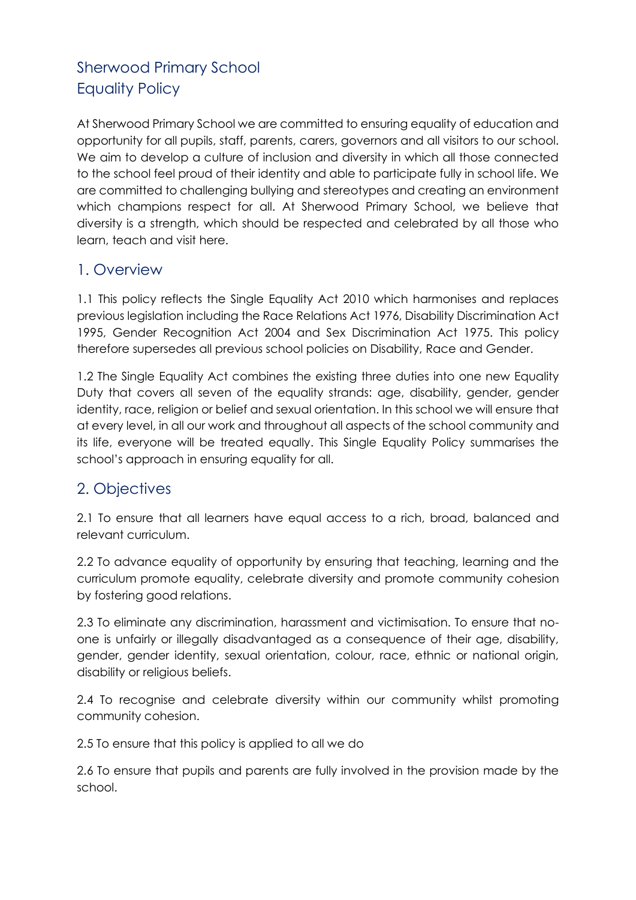# Sherwood Primary School
# Equality Policy

At Sherwood Primary School we are committed to ensuring equality of education and opportunity for all pupils, staff, parents, carers, governors and all visitors to our school. We aim to develop a culture of inclusion and diversity in which all those connected to the school feel proud of their identity and able to participate fully in school life. We are committed to challenging bullying and stereotypes and creating an environment which champions respect for all. At Sherwood Primary School, we believe that diversity is a strength, which should be respected and celebrated by all those who learn, teach and visit here.

## 1. Overview

1.1 This policy reflects the Single Equality Act 2010 which harmonises and replaces previous legislation including the Race Relations Act 1976, Disability Discrimination Act 1995, Gender Recognition Act 2004 and Sex Discrimination Act 1975. This policy therefore supersedes all previous school policies on Disability, Race and Gender.

1.2 The Single Equality Act combines the existing three duties into one new Equality Duty that covers all seven of the equality strands: age, disability, gender, gender identity, race, religion or belief and sexual orientation. In this school we will ensure that at every level, in all our work and throughout all aspects of the school community and its life, everyone will be treated equally. This Single Equality Policy summarises the school's approach in ensuring equality for all.

## 2. Objectives

2.1 To ensure that all learners have equal access to a rich, broad, balanced and relevant curriculum.

2.2 To advance equality of opportunity by ensuring that teaching, learning and the curriculum promote equality, celebrate diversity and promote community cohesion by fostering good relations.

2.3 To eliminate any discrimination, harassment and victimisation. To ensure that no-one is unfairly or illegally disadvantaged as a consequence of their age, disability, gender, gender identity, sexual orientation, colour, race, ethnic or national origin, disability or religious beliefs.

2.4 To recognise and celebrate diversity within our community whilst promoting community cohesion.

2.5 To ensure that this policy is applied to all we do

2.6 To ensure that pupils and parents are fully involved in the provision made by the school.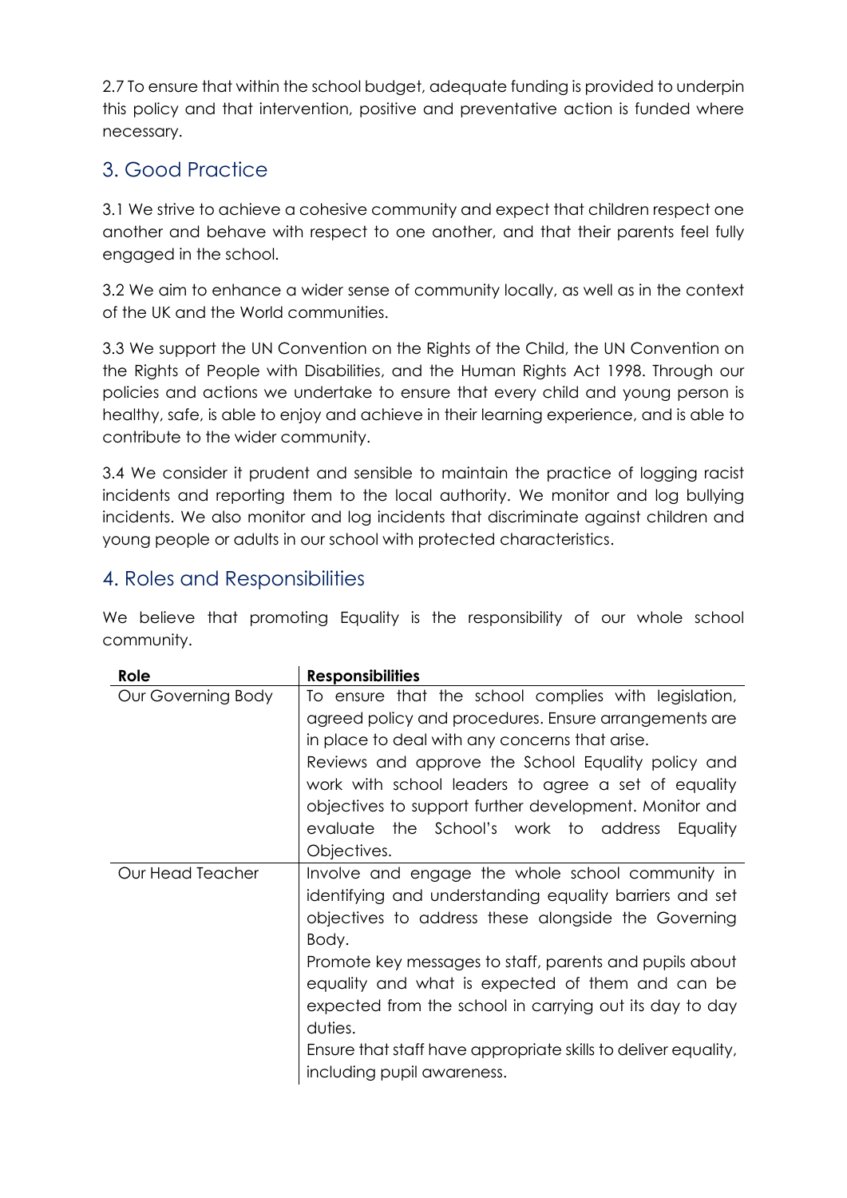2.7 To ensure that within the school budget, adequate funding is provided to underpin this policy and that intervention, positive and preventative action is funded where necessary.

## 3. Good Practice

3.1 We strive to achieve a cohesive community and expect that children respect one another and behave with respect to one another, and that their parents feel fully engaged in the school.

3.2 We aim to enhance a wider sense of community locally, as well as in the context of the UK and the World communities.

3.3 We support the UN Convention on the Rights of the Child, the UN Convention on the Rights of People with Disabilities, and the Human Rights Act 1998. Through our policies and actions we undertake to ensure that every child and young person is healthy, safe, is able to enjoy and achieve in their learning experience, and is able to contribute to the wider community.

3.4 We consider it prudent and sensible to maintain the practice of logging racist incidents and reporting them to the local authority. We monitor and log bullying incidents. We also monitor and log incidents that discriminate against children and young people or adults in our school with protected characteristics.

## 4. Roles and Responsibilities

We believe that promoting Equality is the responsibility of our whole school community.

| **Role** | **Responsibilities** |
|---|---|
| Our Governing Body | To ensure that the school complies with legislation, agreed policy and procedures. Ensure arrangements are in place to deal with any concerns that arise.<br>Reviews and approve the School Equality policy and work with school leaders to agree a set of equality objectives to support further development. Monitor and evaluate the School's work to address Equality Objectives. |
| Our Head Teacher | Involve and engage the whole school community in identifying and understanding equality barriers and set objectives to address these alongside the Governing Body.<br>Promote key messages to staff, parents and pupils about equality and what is expected of them and can be expected from the school in carrying out its day to day duties.<br>Ensure that staff have appropriate skills to deliver equality, including pupil awareness. |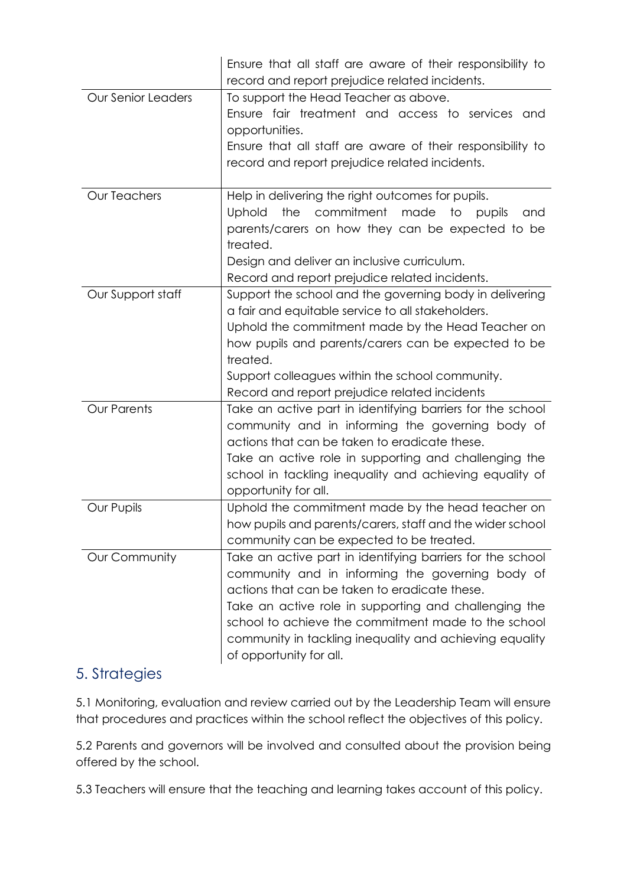| | |
|---|---|
| | Ensure that all staff are aware of their responsibility to record and report prejudice related incidents. |
| Our Senior Leaders | To support the Head Teacher as above.<br>Ensure fair treatment and access to services and opportunities.<br>Ensure that all staff are aware of their responsibility to record and report prejudice related incidents. |
| Our Teachers | Help in delivering the right outcomes for pupils.<br>Uphold the commitment made to pupils and parents/carers on how they can be expected to be treated.<br>Design and deliver an inclusive curriculum.<br>Record and report prejudice related incidents. |
| Our Support staff | Support the school and the governing body in delivering a fair and equitable service to all stakeholders.<br>Uphold the commitment made by the Head Teacher on how pupils and parents/carers can be expected to be treated.<br>Support colleagues within the school community.<br>Record and report prejudice related incidents |
| Our Parents | Take an active part in identifying barriers for the school community and in informing the governing body of actions that can be taken to eradicate these.<br>Take an active role in supporting and challenging the school in tackling inequality and achieving equality of opportunity for all. |
| Our Pupils | Uphold the commitment made by the head teacher on how pupils and parents/carers, staff and the wider school community can be expected to be treated. |
| Our Community | Take an active part in identifying barriers for the school community and in informing the governing body of actions that can be taken to eradicate these.<br>Take an active role in supporting and challenging the school to achieve the commitment made to the school community in tackling inequality and achieving equality of opportunity for all. |

## 5. Strategies

5.1 Monitoring, evaluation and review carried out by the Leadership Team will ensure that procedures and practices within the school reflect the objectives of this policy.

5.2 Parents and governors will be involved and consulted about the provision being offered by the school.

5.3 Teachers will ensure that the teaching and learning takes account of this policy.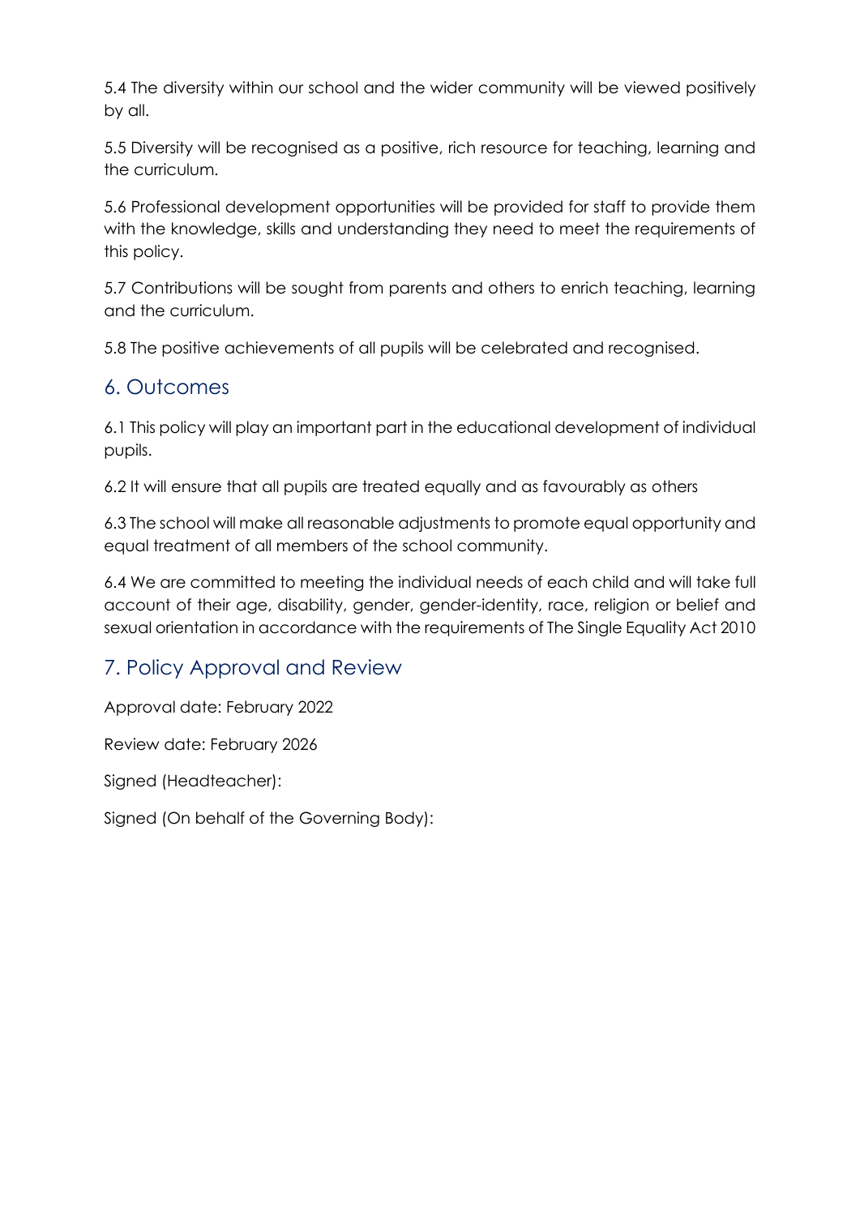5.4 The diversity within our school and the wider community will be viewed positively by all.

5.5 Diversity will be recognised as a positive, rich resource for teaching, learning and the curriculum.

5.6 Professional development opportunities will be provided for staff to provide them with the knowledge, skills and understanding they need to meet the requirements of this policy.

5.7 Contributions will be sought from parents and others to enrich teaching, learning and the curriculum.

5.8 The positive achievements of all pupils will be celebrated and recognised.

## 6. Outcomes

6.1 This policy will play an important part in the educational development of individual pupils.

6.2 It will ensure that all pupils are treated equally and as favourably as others

6.3 The school will make all reasonable adjustments to promote equal opportunity and equal treatment of all members of the school community.

6.4 We are committed to meeting the individual needs of each child and will take full account of their age, disability, gender, gender-identity, race, religion or belief and sexual orientation in accordance with the requirements of The Single Equality Act 2010

## 7. Policy Approval and Review

Approval date: February 2022

Review date: February 2026

Signed (Headteacher):

Signed (On behalf of the Governing Body):